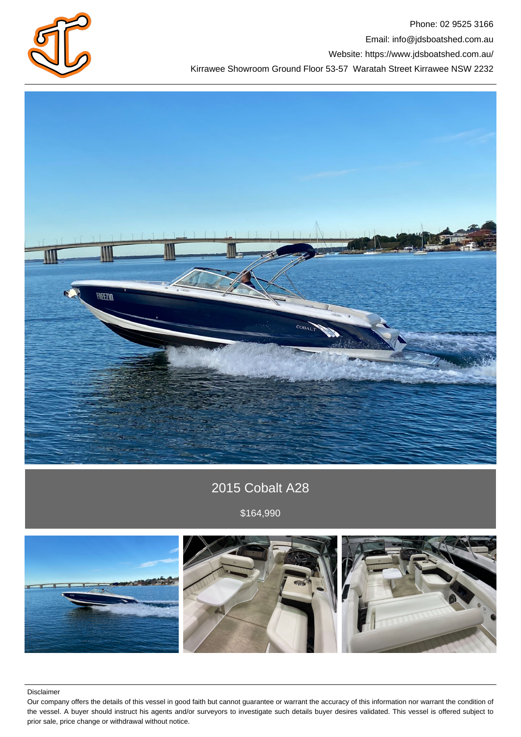Phone: 02 9525 3166

Email: info@jdsboatshed.com.au

Website: https://www.jdsboatshed.com.au/

Kirrawee Showroom Ground Floor 53-57 Waratah Street Kirrawee NSW 2232

# 2015 Cobalt A28

$164,990

Disclaimer

Our company offers the details of this vessel in good faith but cannot guarantee or warrant the accuracy of this information nor warrant the condition of the vessel. A buyer should instruct his agents and/or surveyors to investigate such details buyer desires validated. This vessel is offered subject to prior sale, price change or withdrawal without notice.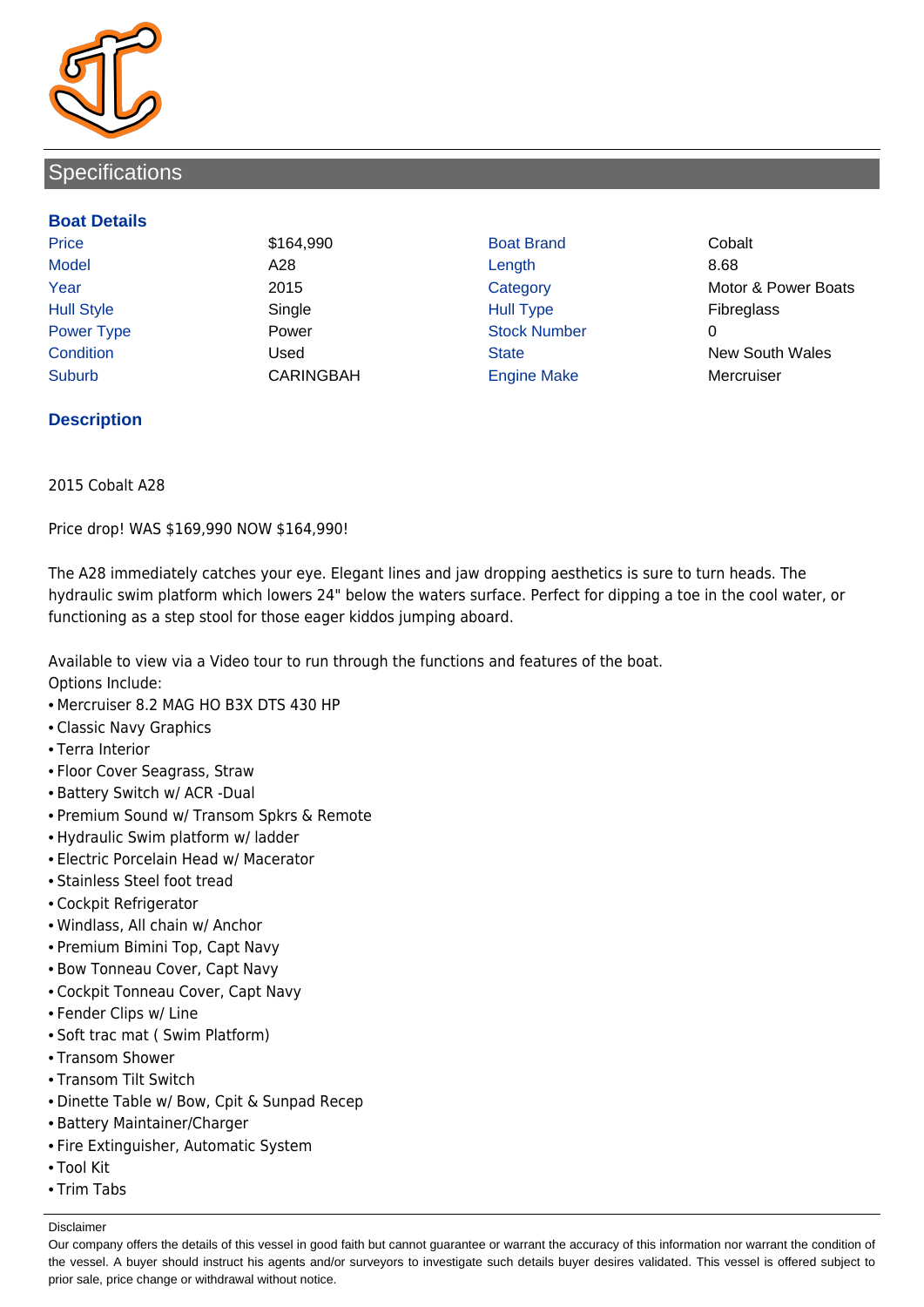## Specifications

### Boat Details

| | | | |
|---|---|---|---|
| Price | $164,990 | Boat Brand | Cobalt |
| Model | A28 | Length | 8.68 |
| Year | 2015 | Category | Motor & Power Boats |
| Hull Style | Single | Hull Type | Fibreglass |
| Power Type | Power | Stock Number | 0 |
| Condition | Used | State | New South Wales |
| Suburb | CARINGBAH | Engine Make | Mercruiser |

### Description

2015 Cobalt A28

Price drop! WAS $169,990 NOW $164,990!

The A28 immediately catches your eye. Elegant lines and jaw dropping aesthetics is sure to turn heads. The hydraulic swim platform which lowers 24" below the waters surface. Perfect for dipping a toe in the cool water, or functioning as a step stool for those eager kiddos jumping aboard.

Available to view via a Video tour to run through the functions and features of the boat.
Options Include:

- Mercruiser 8.2 MAG HO B3X DTS 430 HP
- Classic Navy Graphics
- Terra Interior
- Floor Cover Seagrass, Straw
- Battery Switch w/ ACR -Dual
- Premium Sound w/ Transom Spkrs & Remote
- Hydraulic Swim platform w/ ladder
- Electric Porcelain Head w/ Macerator
- Stainless Steel foot tread
- Cockpit Refrigerator
- Windlass, All chain w/ Anchor
- Premium Bimini Top, Capt Navy
- Bow Tonneau Cover, Capt Navy
- Cockpit Tonneau Cover, Capt Navy
- Fender Clips w/ Line
- Soft trac mat ( Swim Platform)
- Transom Shower
- Transom Tilt Switch
- Dinette Table w/ Bow, Cpit & Sunpad Recep
- Battery Maintainer/Charger
- Fire Extinguisher, Automatic System
- Tool Kit
- Trim Tabs

Disclaimer
Our company offers the details of this vessel in good faith but cannot guarantee or warrant the accuracy of this information nor warrant the condition of the vessel. A buyer should instruct his agents and/or surveyors to investigate such details buyer desires validated. This vessel is offered subject to prior sale, price change or withdrawal without notice.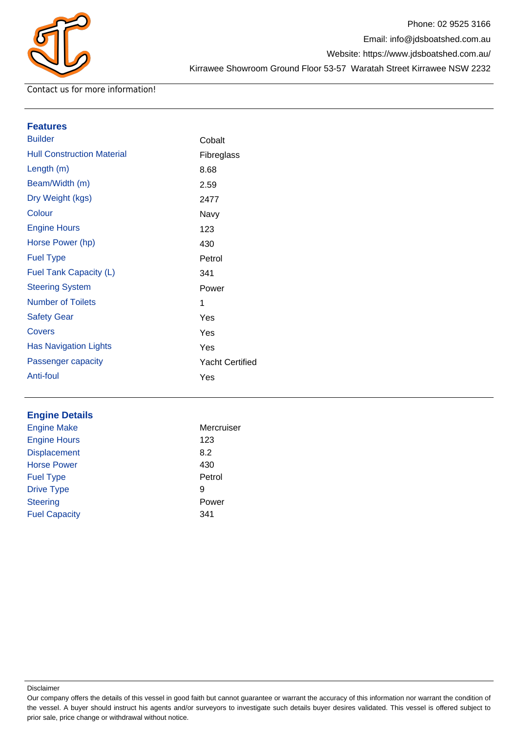Phone: 02 9525 3166

Email: info@jdsboatshed.com.au

Website: https://www.jdsboatshed.com.au/

Kirrawee Showroom Ground Floor 53-57 Waratah Street Kirrawee NSW 2232

Contact us for more information!

## Features

| | |
|---|---|
| Builder | Cobalt |
| Hull Construction Material | Fibreglass |
| Length (m) | 8.68 |
| Beam/Width (m) | 2.59 |
| Dry Weight (kgs) | 2477 |
| Colour | Navy |
| Engine Hours | 123 |
| Horse Power (hp) | 430 |
| Fuel Type | Petrol |
| Fuel Tank Capacity (L) | 341 |
| Steering System | Power |
| Number of Toilets | 1 |
| Safety Gear | Yes |
| Covers | Yes |
| Has Navigation Lights | Yes |
| Passenger capacity | Yacht Certified |
| Anti-foul | Yes |

## Engine Details

| | |
|---|---|
| Engine Make | Mercruiser |
| Engine Hours | 123 |
| Displacement | 8.2 |
| Horse Power | 430 |
| Fuel Type | Petrol |
| Drive Type | 9 |
| Steering | Power |
| Fuel Capacity | 341 |

Disclaimer

Our company offers the details of this vessel in good faith but cannot guarantee or warrant the accuracy of this information nor warrant the condition of the vessel. A buyer should instruct his agents and/or surveyors to investigate such details buyer desires validated. This vessel is offered subject to prior sale, price change or withdrawal without notice.